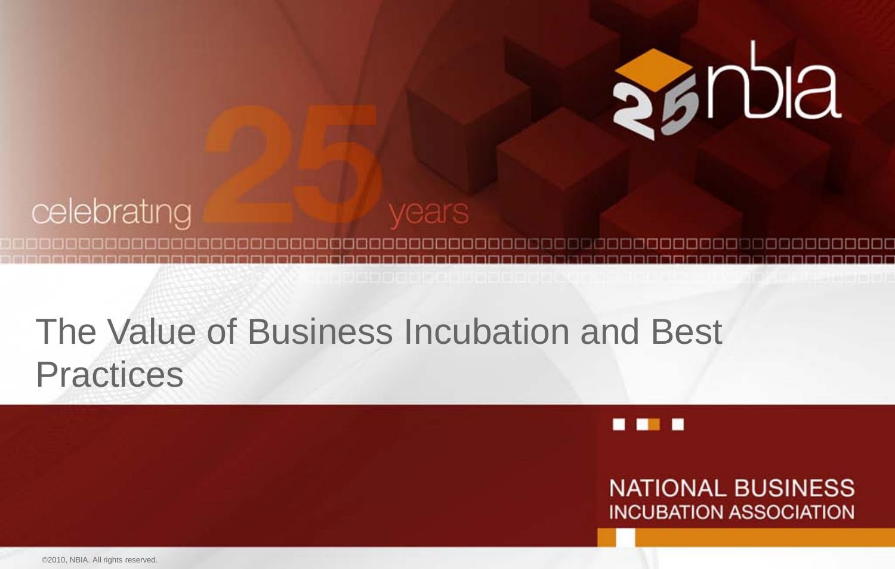celebrating 25 years

25 nbia

# The Value of Business Incubation and Best Practices

NATIONAL BUSINESS INCUBATION ASSOCIATION

©2010, NBIA. All rights reserved.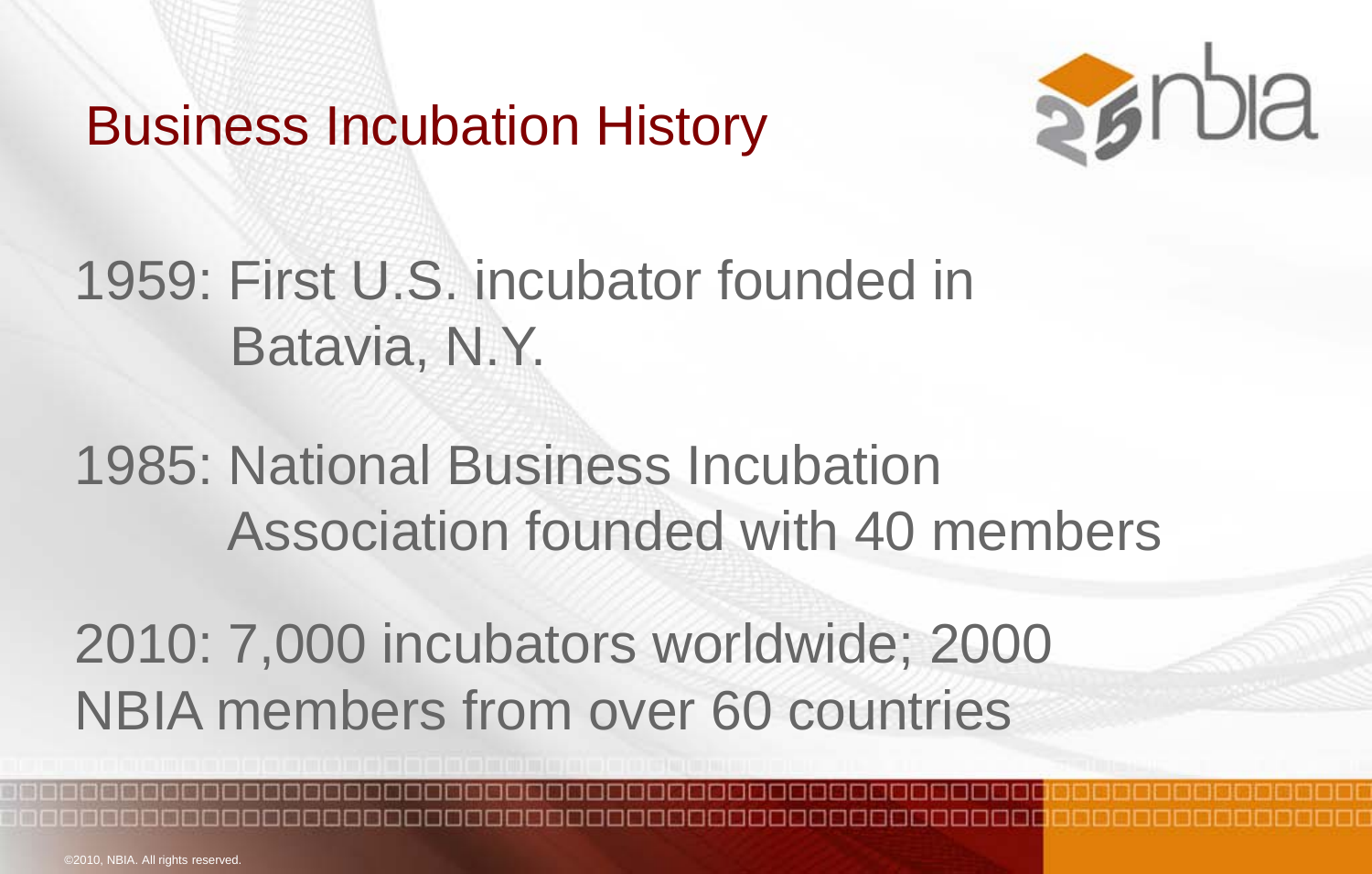# Business Incubation History

1959: First U.S. incubator founded in Batavia, N.Y.

1985: National Business Incubation Association founded with 40 members

2010: 7,000 incubators worldwide; 2000 NBIA members from over 60 countries

©2010, NBIA. All rights reserved.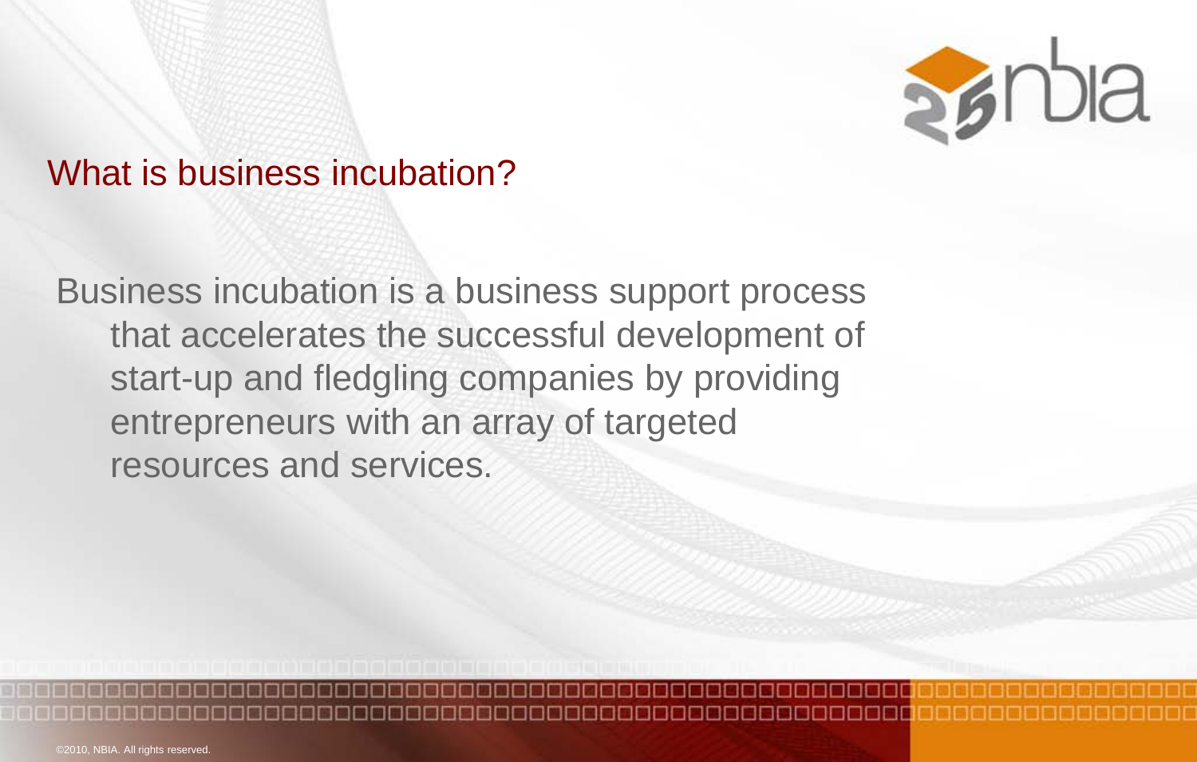## What is business incubation?

Business incubation is a business support process that accelerates the successful development of start-up and fledgling companies by providing entrepreneurs with an array of targeted resources and services.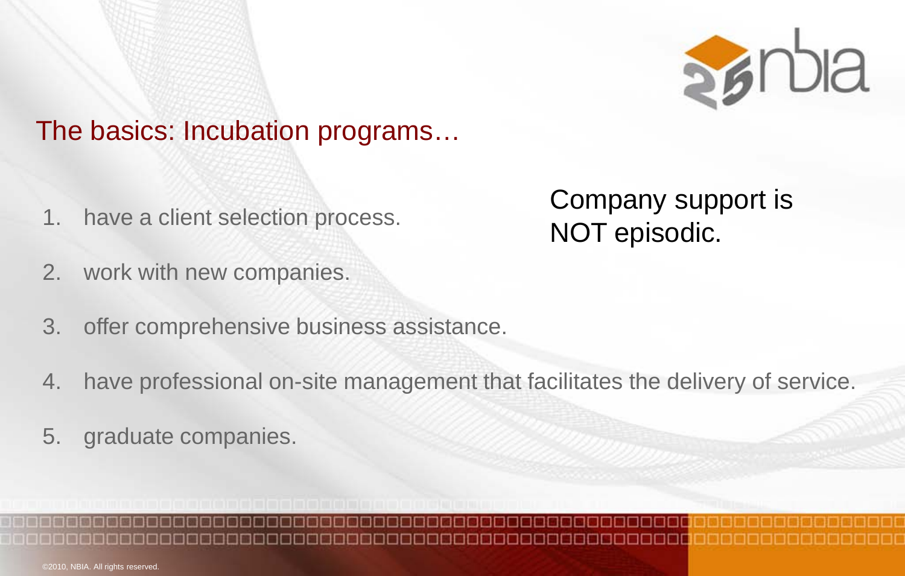## The basics: Incubation programs…

1. have a client selection process.
2. work with new companies.
3. offer comprehensive business assistance.
4. have professional on-site management that facilitates the delivery of service.
5. graduate companies.

Company support is NOT episodic.

©2010, NBIA. All rights reserved.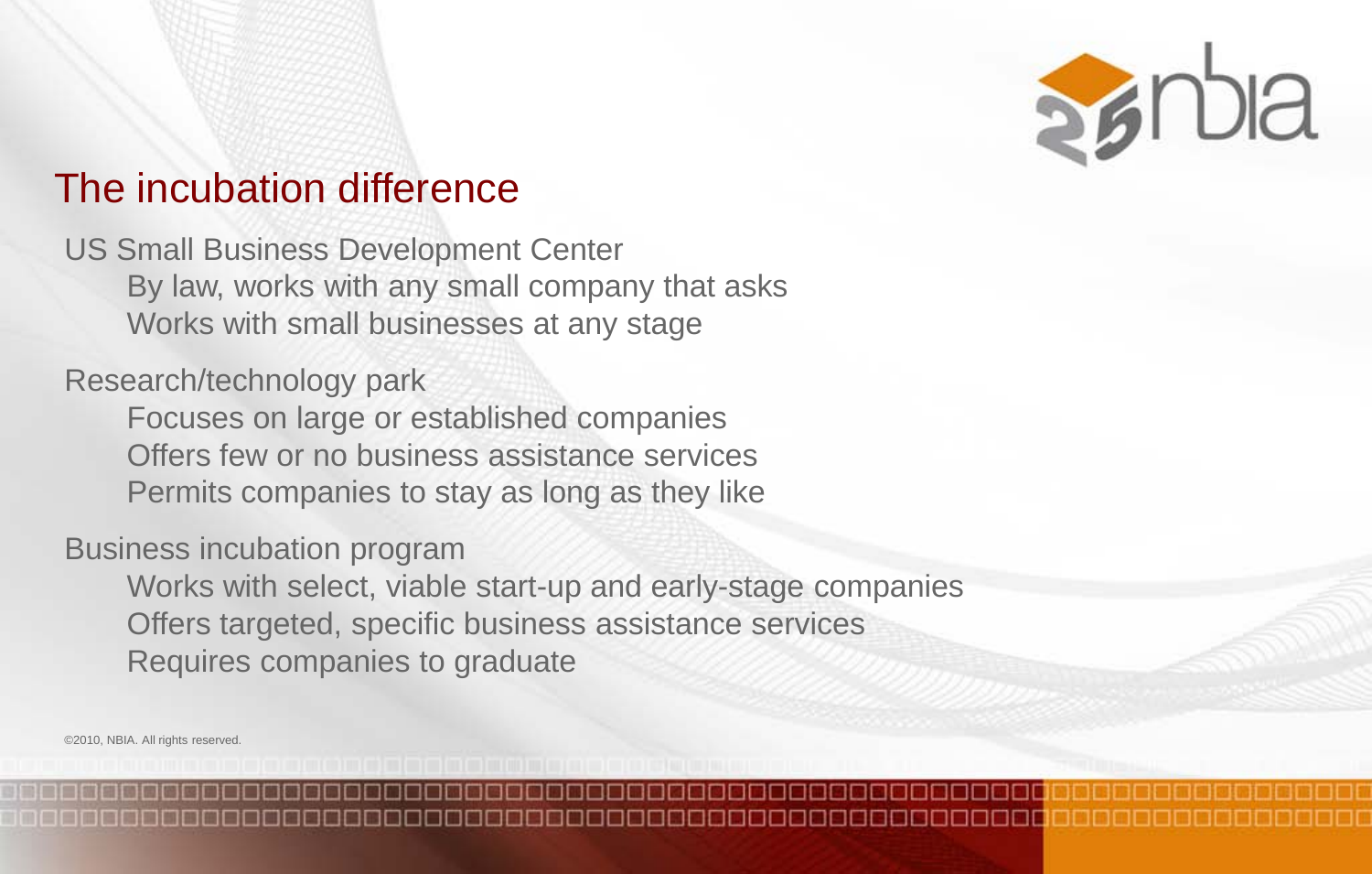# The incubation difference

US Small Business Development Center

- By law, works with any small company that asks
- Works with small businesses at any stage

Research/technology park

- Focuses on large or established companies
- Offers few or no business assistance services
- Permits companies to stay as long as they like

Business incubation program

- Works with select, viable start-up and early-stage companies
- Offers targeted, specific business assistance services
- Requires companies to graduate

©2010, NBIA. All rights reserved.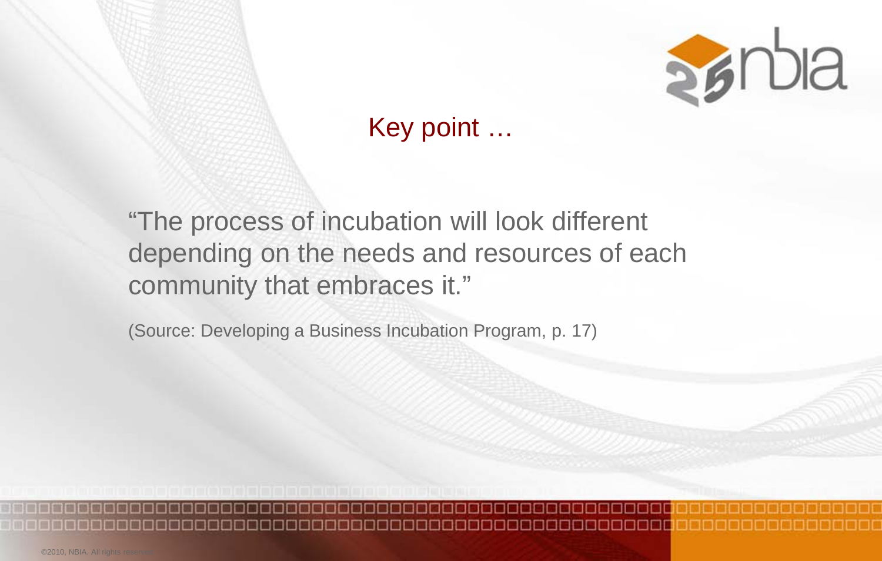## Key point …

"The process of incubation will look different depending on the needs and resources of each community that embraces it."

(Source: Developing a Business Incubation Program, p. 17)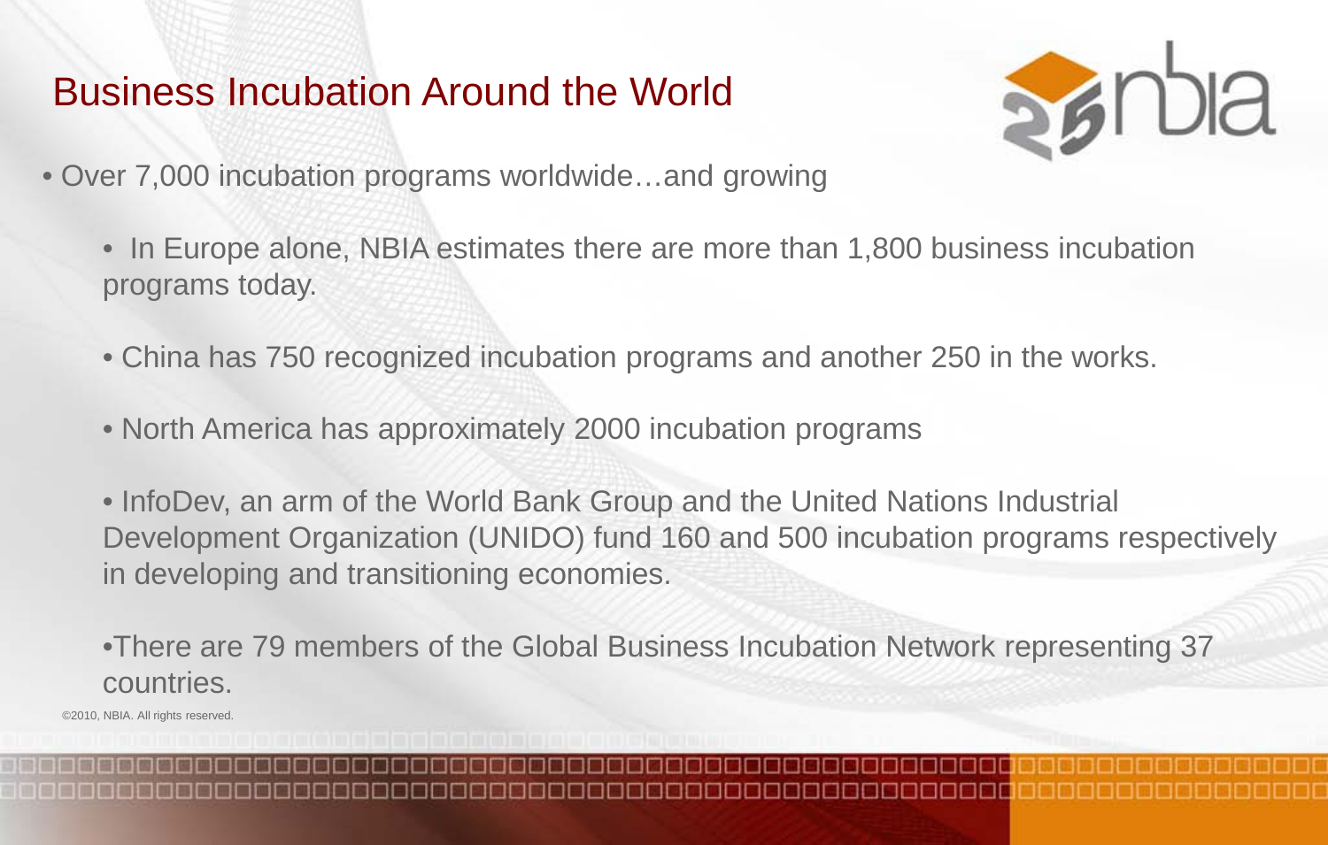# Business Incubation Around the World

- Over 7,000 incubation programs worldwide…and growing
  - In Europe alone, NBIA estimates there are more than 1,800 business incubation programs today.
  - China has 750 recognized incubation programs and another 250 in the works.
  - North America has approximately 2000 incubation programs
  - InfoDev, an arm of the World Bank Group and the United Nations Industrial Development Organization (UNIDO) fund 160 and 500 incubation programs respectively in developing and transitioning economies.
  - There are 79 members of the Global Business Incubation Network representing 37 countries.

©2010, NBIA. All rights reserved.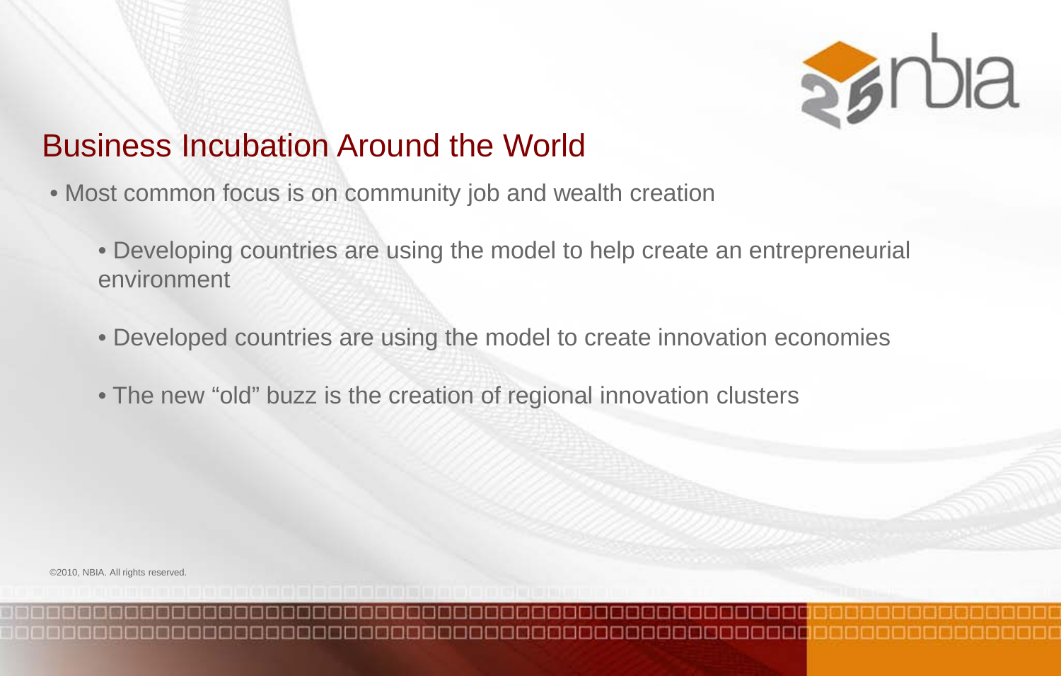# Business Incubation Around the World

- Most common focus is on community job and wealth creation
  - Developing countries are using the model to help create an entrepreneurial environment
  - Developed countries are using the model to create innovation economies
  - The new “old” buzz is the creation of regional innovation clusters

©2010, NBIA. All rights reserved.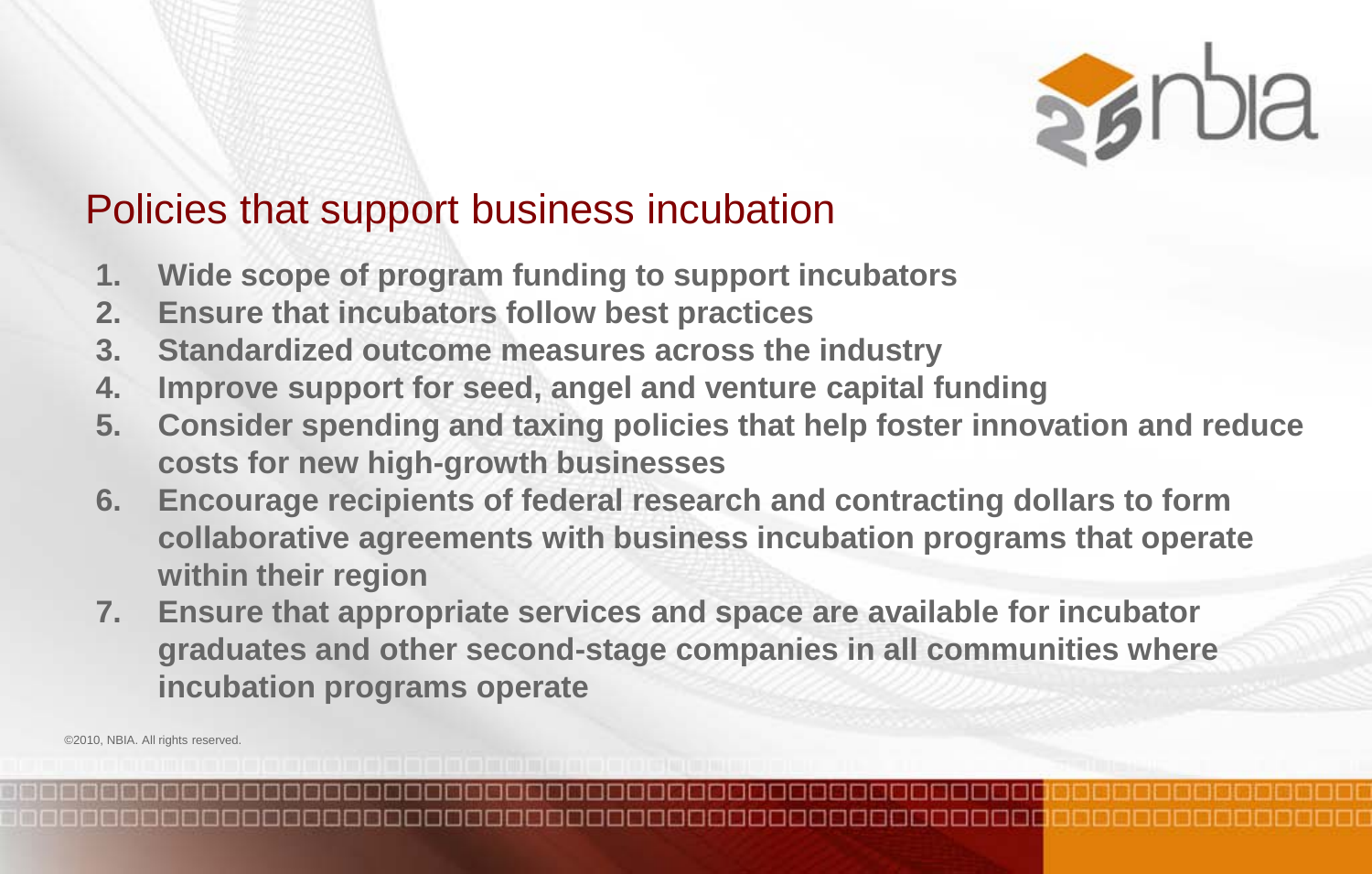## Policies that support business incubation

1. **Wide scope of program funding to support incubators**
2. **Ensure that incubators follow best practices**
3. **Standardized outcome measures across the industry**
4. **Improve support for seed, angel and venture capital funding**
5. **Consider spending and taxing policies that help foster innovation and reduce costs for new high-growth businesses**
6. **Encourage recipients of federal research and contracting dollars to form collaborative agreements with business incubation programs that operate within their region**
7. **Ensure that appropriate services and space are available for incubator graduates and other second-stage companies in all communities where incubation programs operate**

©2010, NBIA. All rights reserved.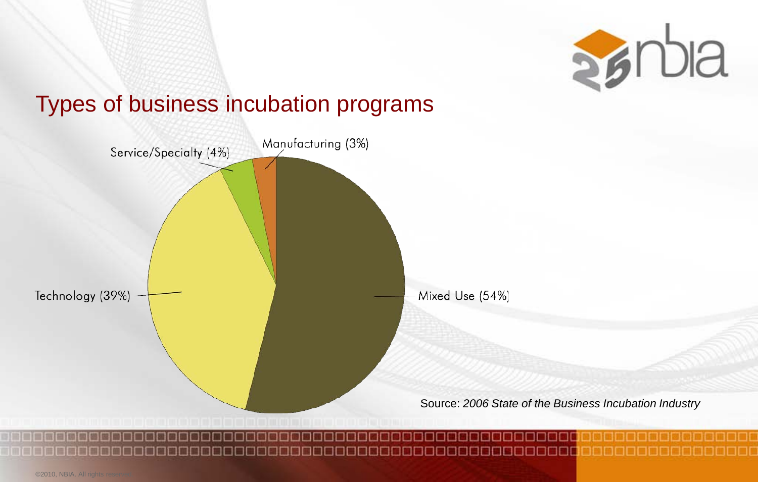# Types of business incubation programs

Service/Specialty (4%)

Manufacturing (3%)

Technology (39%)

Mixed Use (54%)

Source: *2006 State of the Business Incubation Industry*

©2010, NBIA. All rights reserved.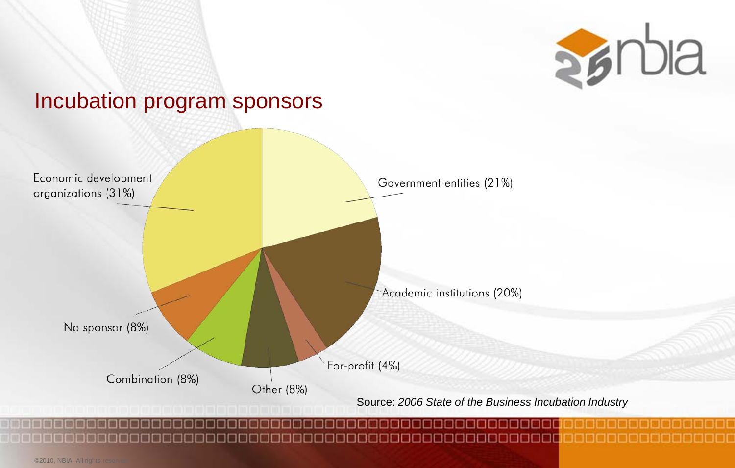# Incubation program sponsors

Economic development organizations (31%)

Government entities (21%)

Academic institutions (20%)

For-profit (4%)

Other (8%)

Combination (8%)

No sponsor (8%)

Source: *2006 State of the Business Incubation Industry*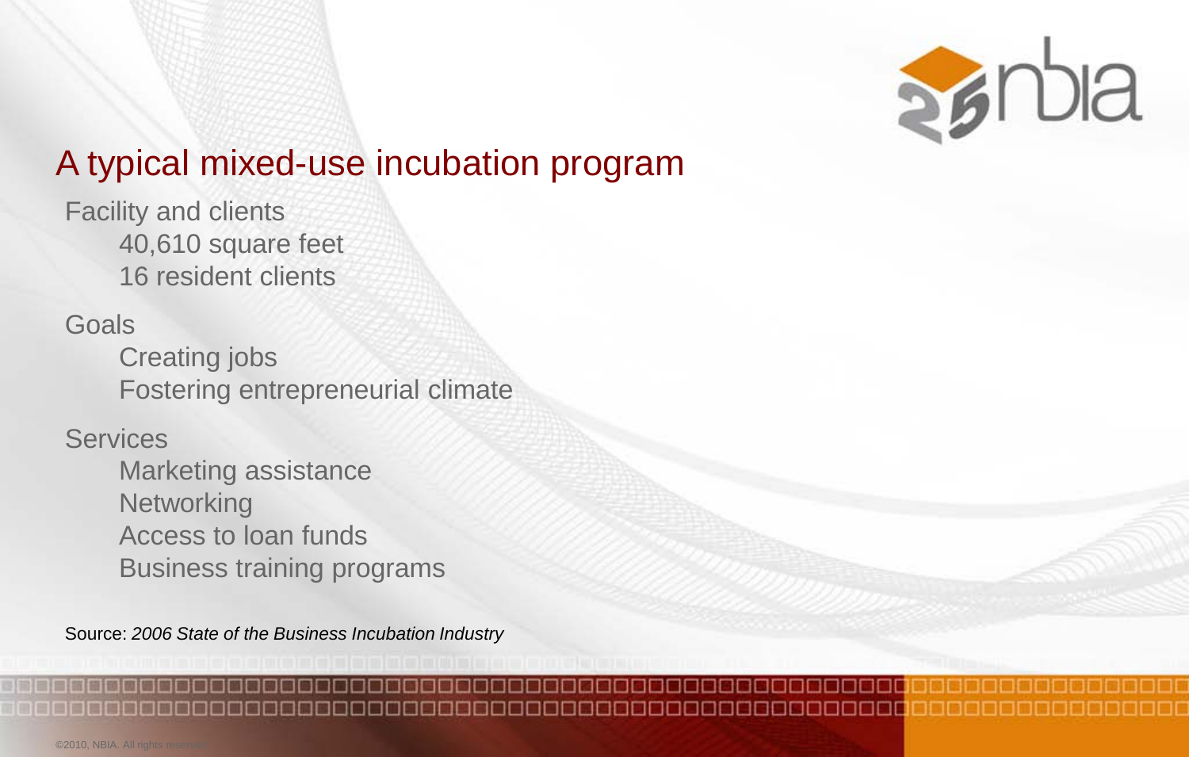# A typical mixed-use incubation program

Facility and clients

- 40,610 square feet
- 16 resident clients

Goals

- Creating jobs
- Fostering entrepreneurial climate

Services

- Marketing assistance
- Networking
- Access to loan funds
- Business training programs

Source: *2006 State of the Business Incubation Industry*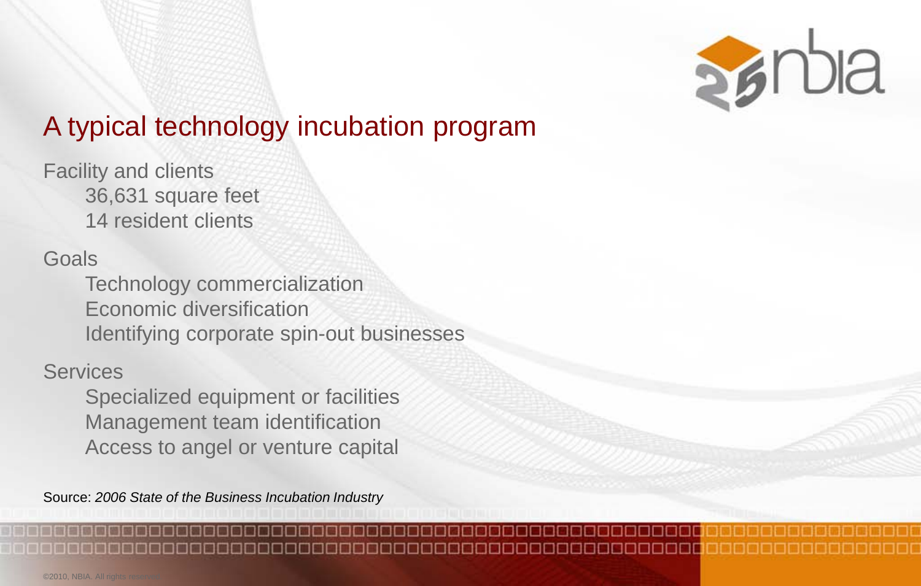# A typical technology incubation program

Facility and clients

- 36,631 square feet
- 14 resident clients

Goals

- Technology commercialization
- Economic diversification
- Identifying corporate spin-out businesses

Services

- Specialized equipment or facilities
- Management team identification
- Access to angel or venture capital

Source: *2006 State of the Business Incubation Industry*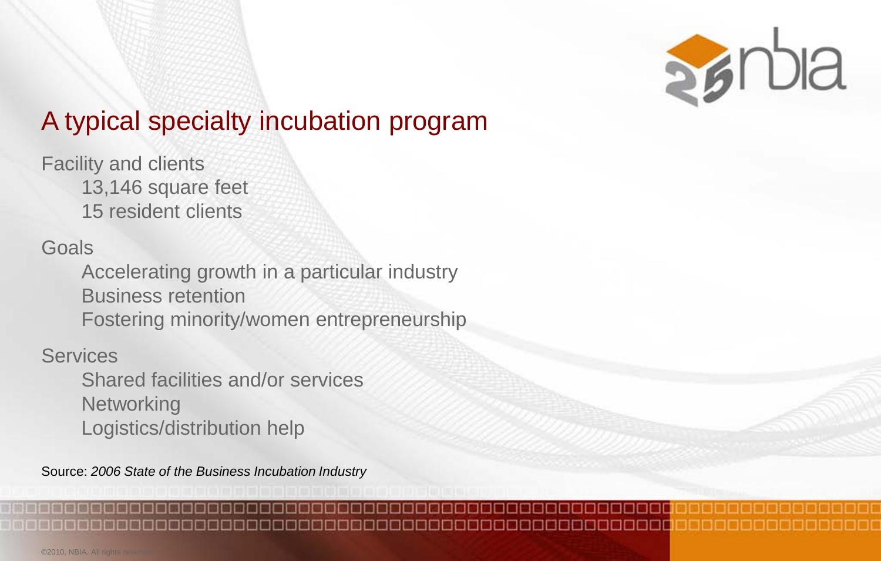## A typical specialty incubation program

Facility and clients

- 13,146 square feet
- 15 resident clients

Goals

- Accelerating growth in a particular industry
- Business retention
- Fostering minority/women entrepreneurship

Services

- Shared facilities and/or services
- Networking
- Logistics/distribution help

Source: *2006 State of the Business Incubation Industry*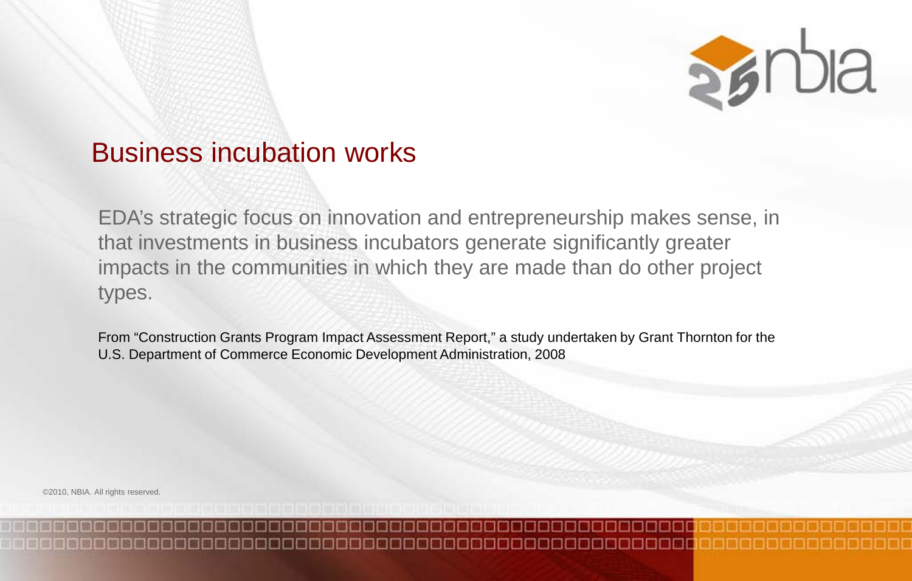## Business incubation works

EDA's strategic focus on innovation and entrepreneurship makes sense, in that investments in business incubators generate significantly greater impacts in the communities in which they are made than do other project types.

From "Construction Grants Program Impact Assessment Report," a study undertaken by Grant Thornton for the U.S. Department of Commerce Economic Development Administration, 2008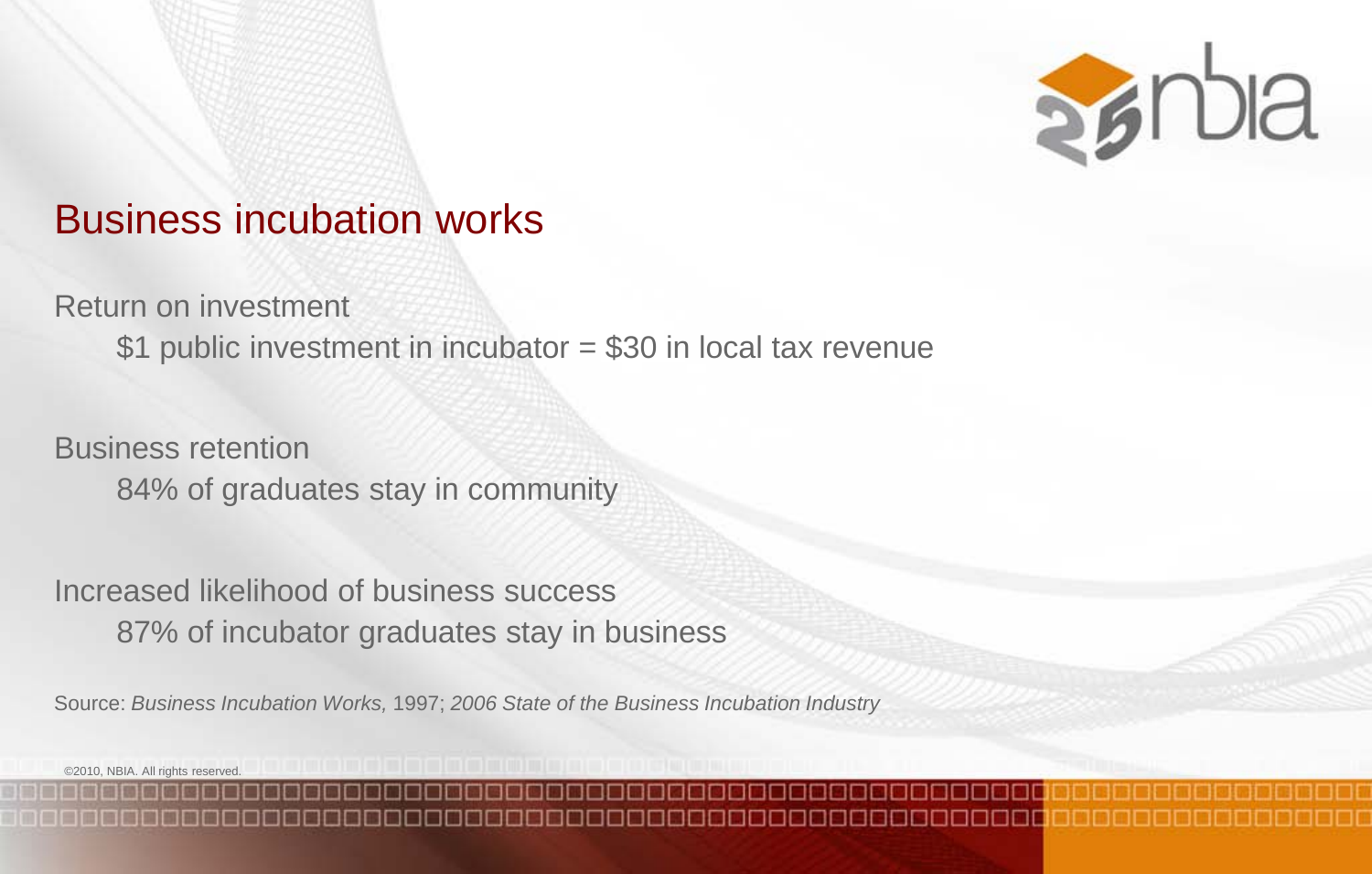# Business incubation works

Return on investment

- $1 public investment in incubator = $30 in local tax revenue

Business retention

- 84% of graduates stay in community

Increased likelihood of business success

- 87% of incubator graduates stay in business

Source: *Business Incubation Works,* 1997; *2006 State of the Business Incubation Industry*

©2010, NBIA. All rights reserved.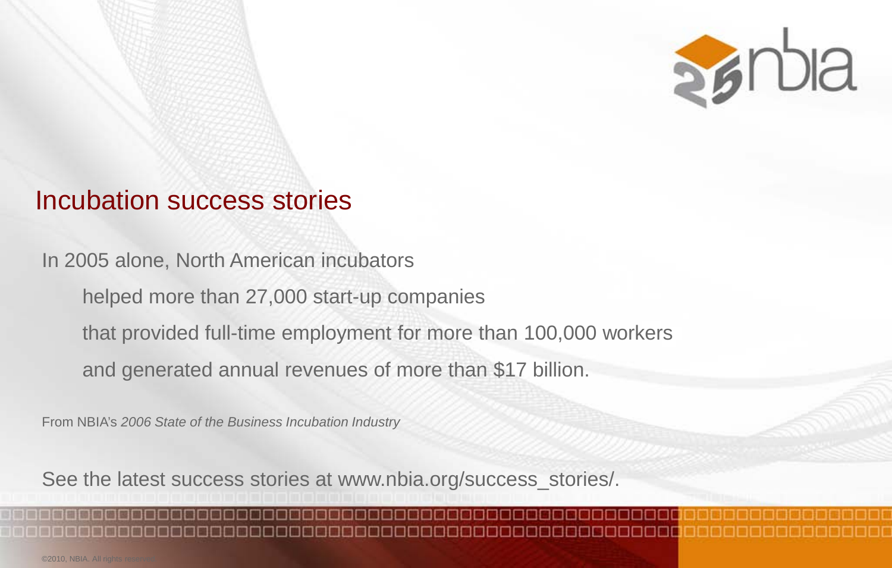# Incubation success stories

In 2005 alone, North American incubators

helped more than 27,000 start-up companies

that provided full-time employment for more than 100,000 workers

and generated annual revenues of more than $17 billion.

From NBIA's *2006 State of the Business Incubation Industry*

See the latest success stories at www.nbia.org/success_stories/.

©2010, NBIA. All rights reserved.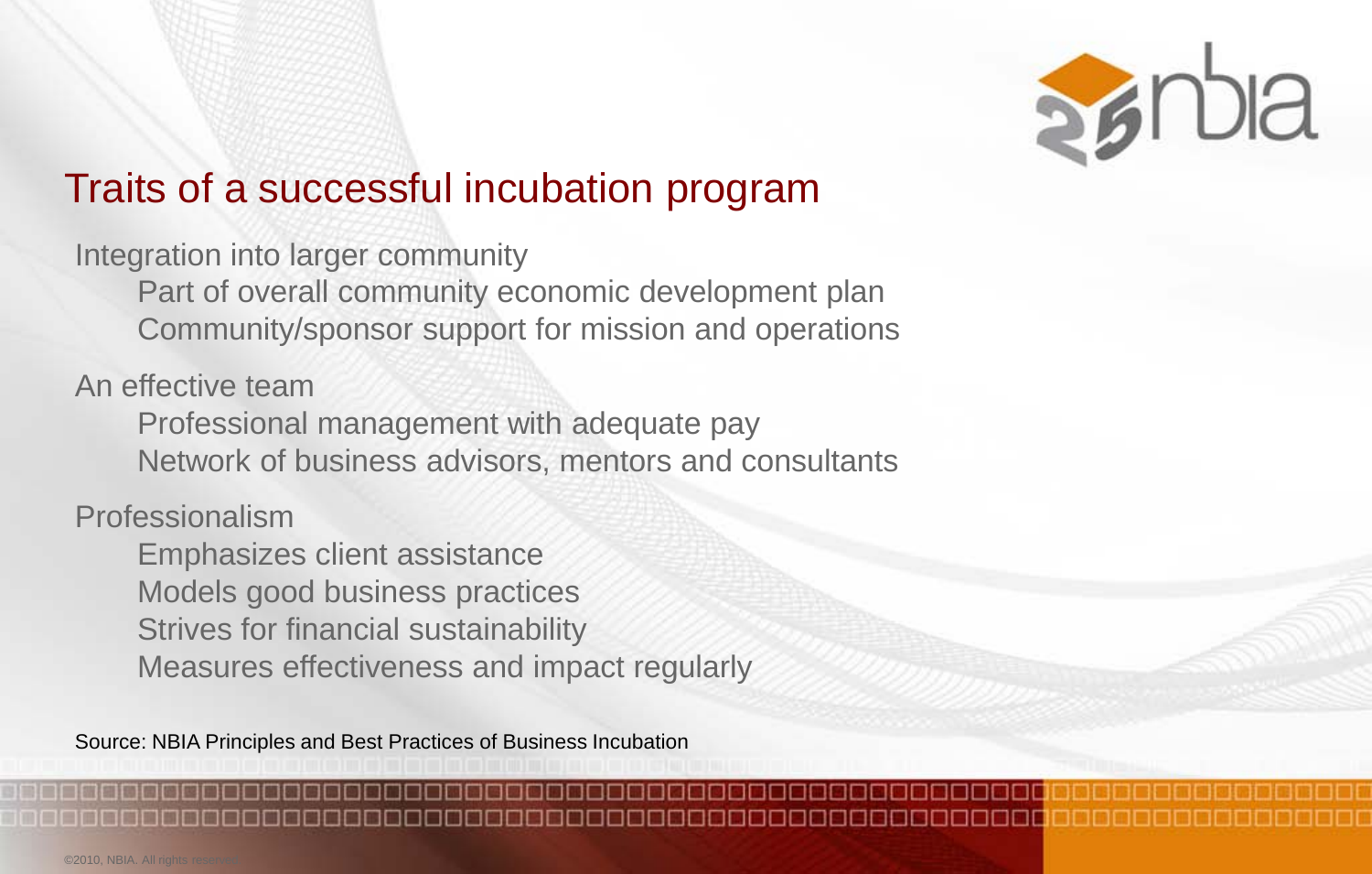# Traits of a successful incubation program

- Integration into larger community
  - Part of overall community economic development plan
  - Community/sponsor support for mission and operations
- An effective team
  - Professional management with adequate pay
  - Network of business advisors, mentors and consultants
- Professionalism
  - Emphasizes client assistance
  - Models good business practices
  - Strives for financial sustainability
  - Measures effectiveness and impact regularly

Source: NBIA Principles and Best Practices of Business Incubation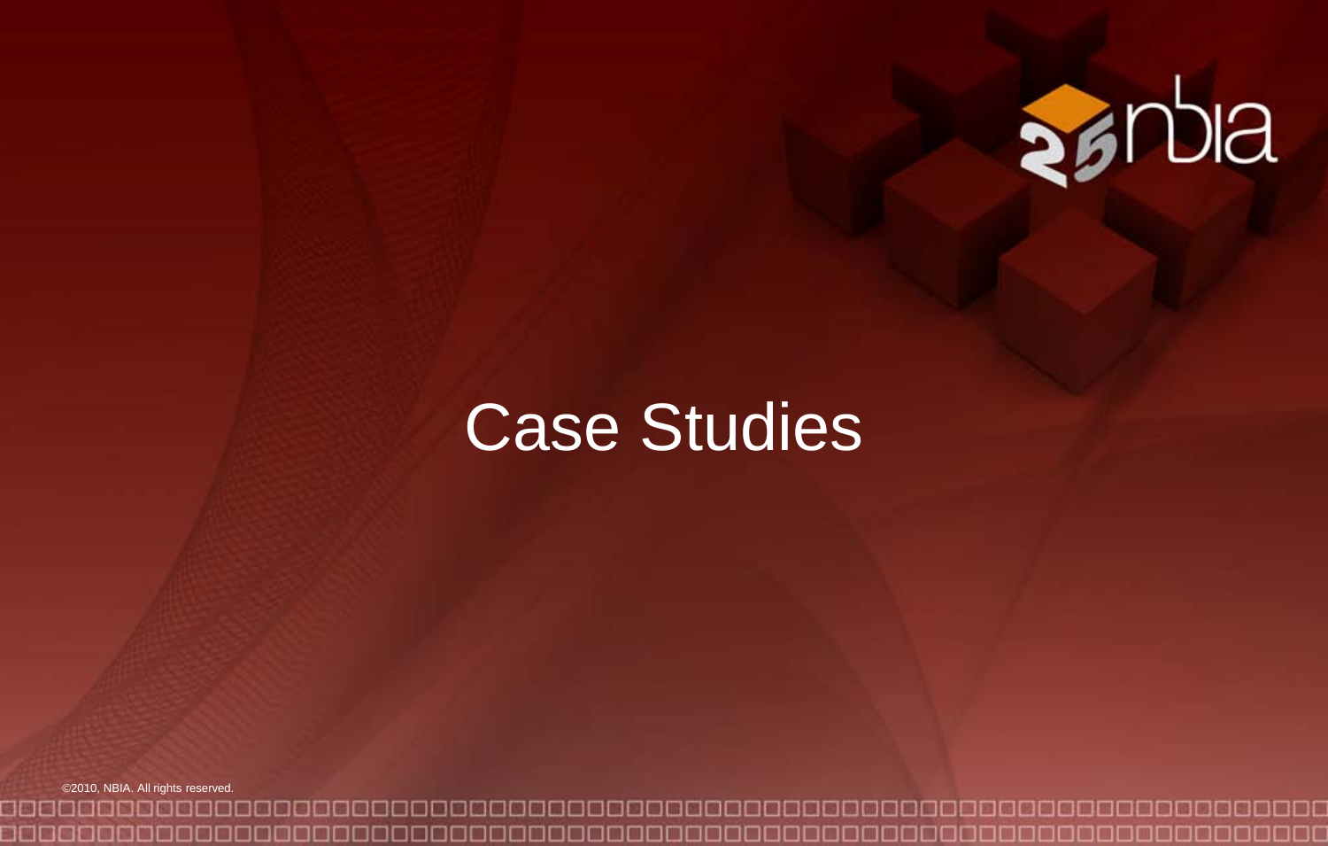# Case Studies

©2010, NBIA. All rights reserved.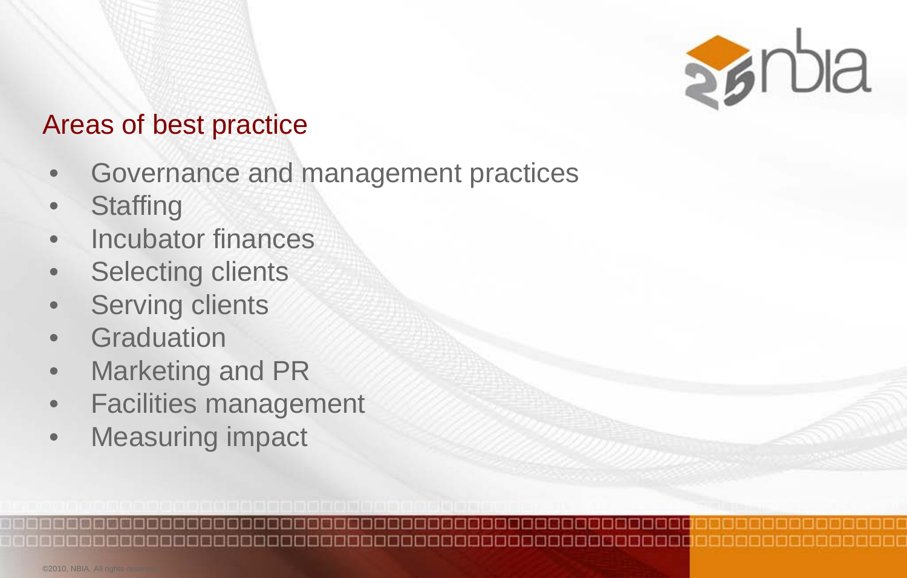## Areas of best practice

- Governance and management practices
- Staffing
- Incubator finances
- Selecting clients
- Serving clients
- Graduation
- Marketing and PR
- Facilities management
- Measuring impact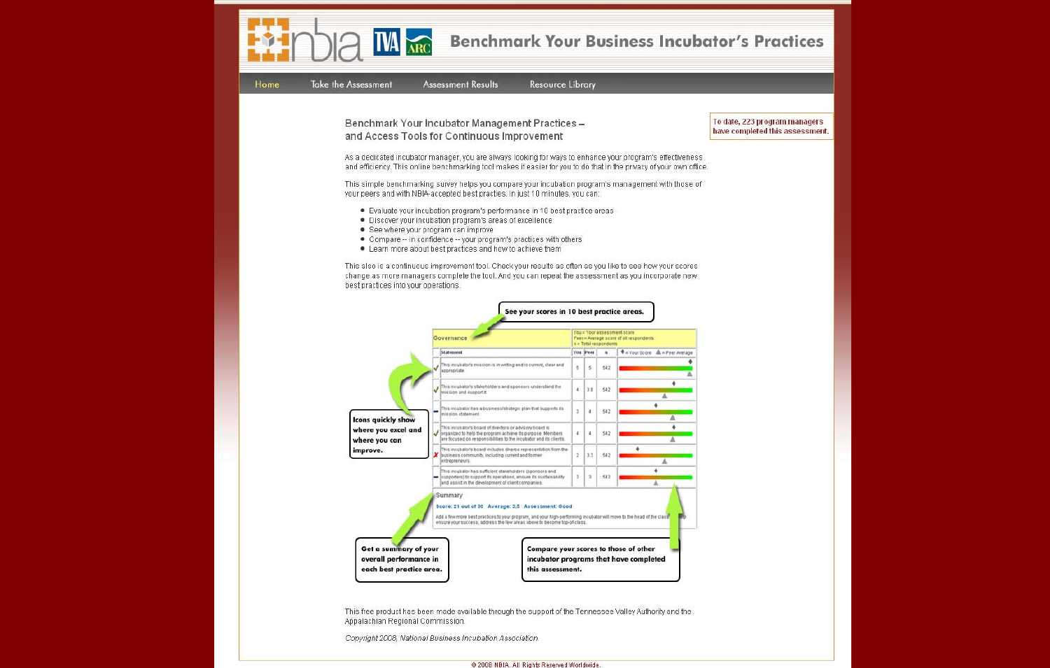# Benchmark Your Business Incubator's Practices

Home | Take the Assessment | Assessment Results | Resource Library

To date, 223 program managers have completed this assessment.

## Benchmark Your Incubator Management Practices – and Access Tools for Continuous Improvement

As a dedicated incubator manager, you are always looking for ways to enhance your program's effectiveness and efficiency. This online benchmarking tool makes it easier for you to do that in the privacy of your own office.

This simple benchmarking survey helps you compare your incubation program's management with those of your peers and with NBIA-accepted best practices. In just 10 minutes, you can:

- Evaluate your incubation program's performance in 10 best practice areas
- Discover your incubation program's areas of excellence
- See where your program can improve
- Compare -- in confidence -- your program's practices with others
- Learn more about best practices and how to achieve them

This also is a continuous improvement tool. Check your results as often as you like to see how your scores change as more managers complete the tool. And you can repeat the assessment as you incorporate new best practices into your operations.

**See your scores in 10 best practice areas.**

**Icons quickly show where you excel and where you can improve.**

**Governance**

You = Your assessment score
Peer = Average score of all respondents
n = Total respondents

| | Statement | You | Peer | n |
|---|---|---|---|---|
| ✓ | This incubator's mission is in writing and is current, clear and appropriate | 5 | 5 | 542 |
| ✓ | This incubator's stakeholders and sponsors understand the mission and support it | 4 | 3.8 | 542 |
| – | This incubator has a business/strategic plan that supports its mission statement | 3 | 4 | 542 |
| ✓ | This incubator's board of directors or advisory board is organized to help the program achieve its purpose. Members are focused on responsibilities to the incubator and its clients. | 4 | 4 | 542 |
| ✗ | This incubator's board includes diverse representation from the business community, including current and former entrepreneurs. | 2 | 3.3 | 542 |
| – | This incubator has sufficient stakeholders (sponsors and supporters) to support its operations, ensure its sustainability and assist in the development of client companies. | 3 | 3 | 542 |

Summary

Score: 21 out of 30   Average: 3.5   Assessment: Good

Add a few more best practices to your program, and your high-performing incubator will move to the head of the class... ensure your success, address the few areas above to become top-of-class.

**Get a summary of your overall performance in each best practice area.**

**Compare your scores to those of other incubator programs that have completed this assessment.**

This free product has been made available through the support of the Tennessee Valley Authority and the Appalachian Regional Commission.

*Copyright 2008, National Business Incubation Association.*

© 2008 NBIA. All Rights Reserved Worldwide.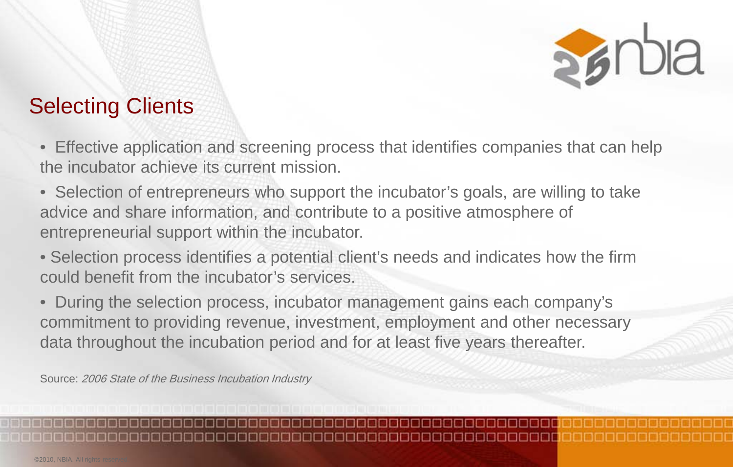## Selecting Clients

- Effective application and screening process that identifies companies that can help the incubator achieve its current mission.
- Selection of entrepreneurs who support the incubator's goals, are willing to take advice and share information, and contribute to a positive atmosphere of entrepreneurial support within the incubator.
- Selection process identifies a potential client's needs and indicates how the firm could benefit from the incubator's services.
- During the selection process, incubator management gains each company's commitment to providing revenue, investment, employment and other necessary data throughout the incubation period and for at least five years thereafter.

Source: *2006 State of the Business Incubation Industry*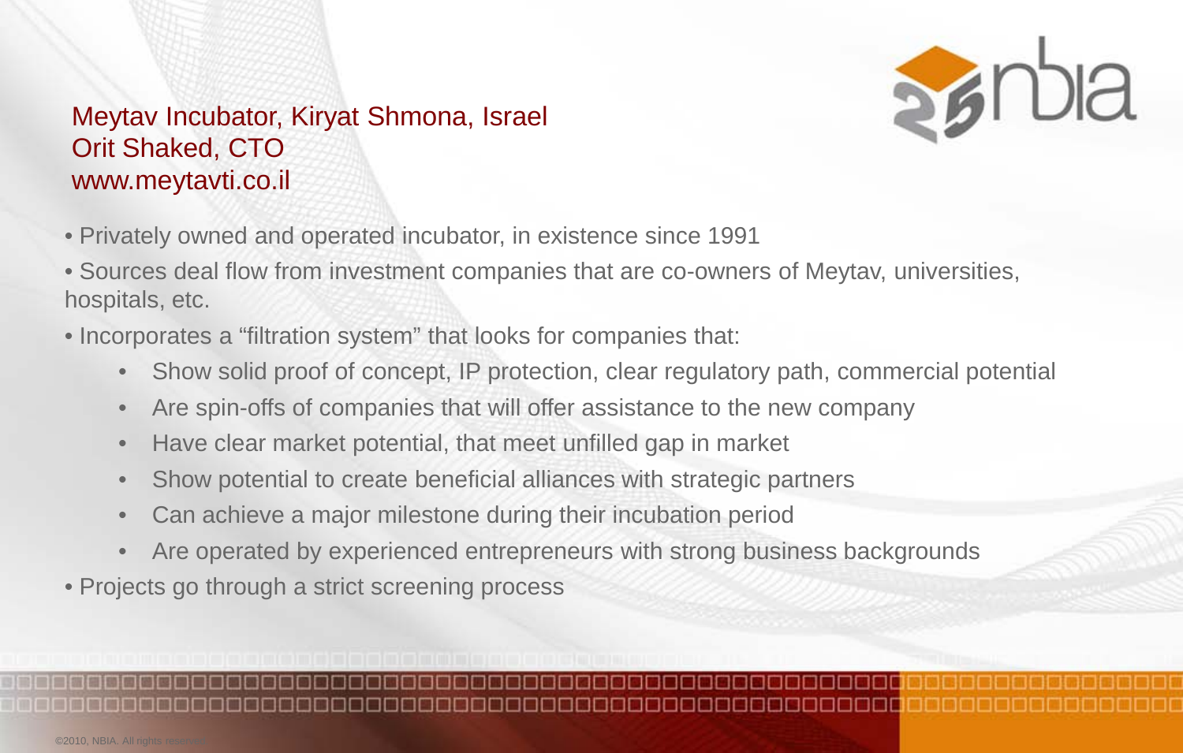## Meytav Incubator, Kiryat Shmona, Israel
## Orit Shaked, CTO
## www.meytavti.co.il

- Privately owned and operated incubator, in existence since 1991
- Sources deal flow from investment companies that are co-owners of Meytav, universities, hospitals, etc.
- Incorporates a "filtration system" that looks for companies that:
  - Show solid proof of concept, IP protection, clear regulatory path, commercial potential
  - Are spin-offs of companies that will offer assistance to the new company
  - Have clear market potential, that meet unfilled gap in market
  - Show potential to create beneficial alliances with strategic partners
  - Can achieve a major milestone during their incubation period
  - Are operated by experienced entrepreneurs with strong business backgrounds
- Projects go through a strict screening process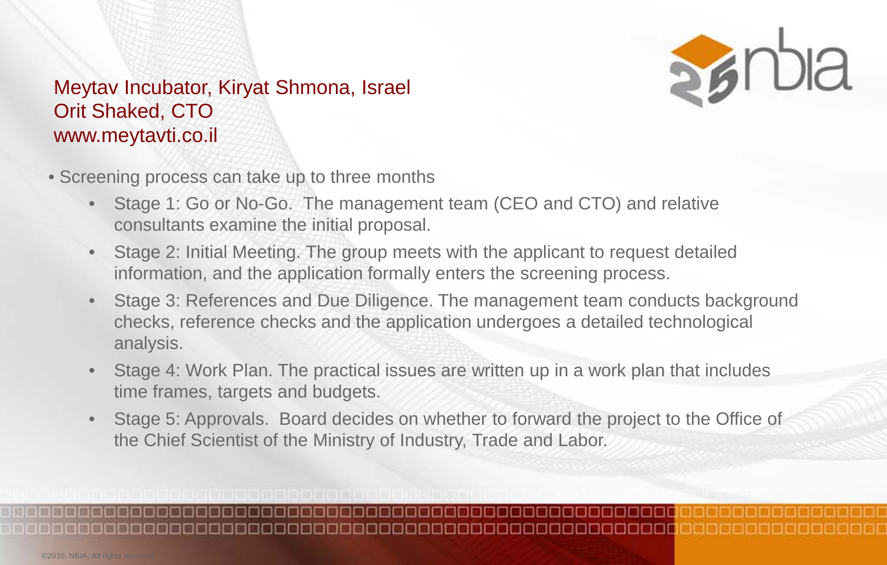## Meytav Incubator, Kiryat Shmona, Israel
## Orit Shaked, CTO
## www.meytavti.co.il

- Screening process can take up to three months
  - Stage 1: Go or No-Go. The management team (CEO and CTO) and relative consultants examine the initial proposal.
  - Stage 2: Initial Meeting. The group meets with the applicant to request detailed information, and the application formally enters the screening process.
  - Stage 3: References and Due Diligence. The management team conducts background checks, reference checks and the application undergoes a detailed technological analysis.
  - Stage 4: Work Plan. The practical issues are written up in a work plan that includes time frames, targets and budgets.
  - Stage 5: Approvals. Board decides on whether to forward the project to the Office of the Chief Scientist of the Ministry of Industry, Trade and Labor.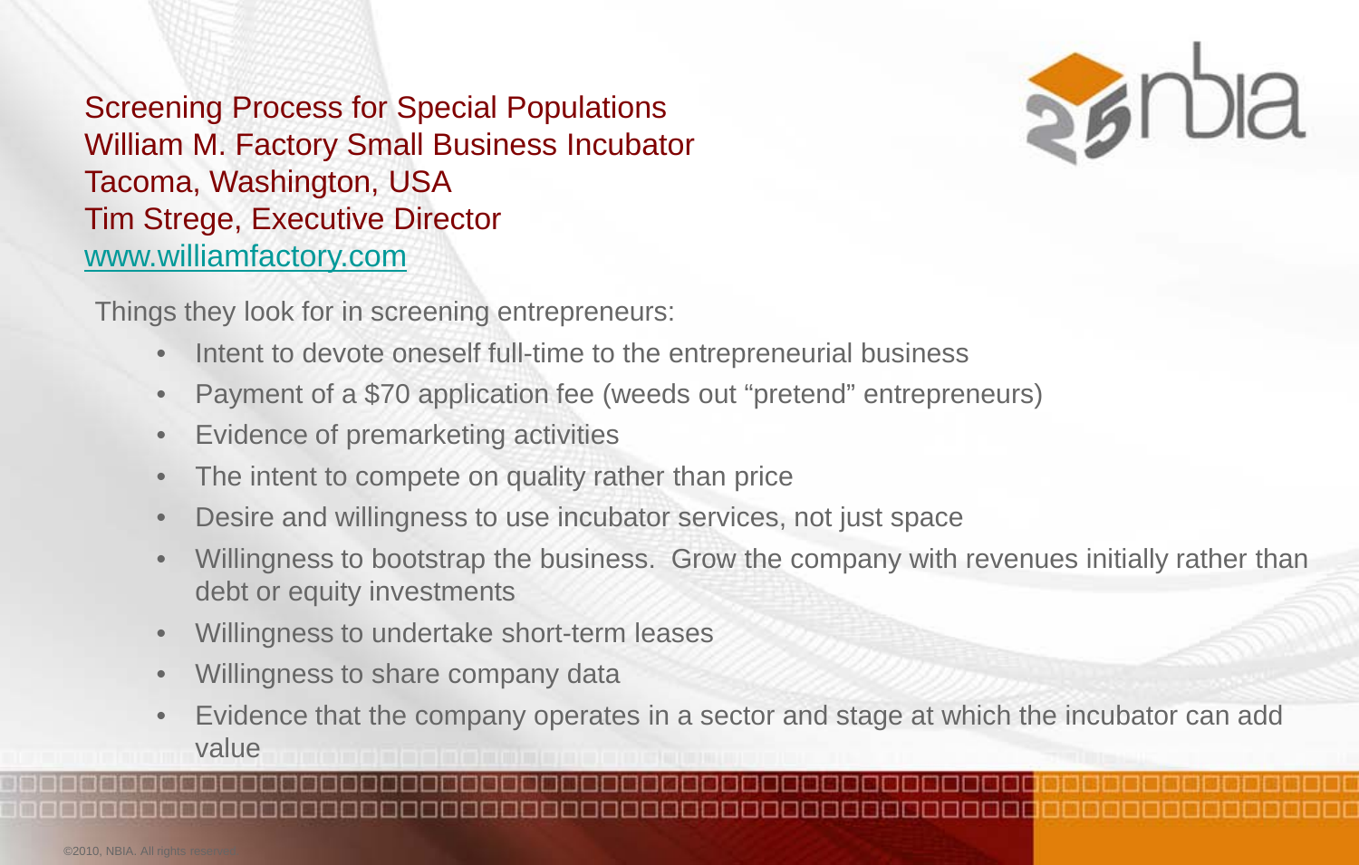## Screening Process for Special Populations
## William M. Factory Small Business Incubator
## Tacoma, Washington, USA
## Tim Strege, Executive Director
## www.williamfactory.com

Things they look for in screening entrepreneurs:

- Intent to devote oneself full-time to the entrepreneurial business
- Payment of a $70 application fee (weeds out "pretend" entrepreneurs)
- Evidence of premarketing activities
- The intent to compete on quality rather than price
- Desire and willingness to use incubator services, not just space
- Willingness to bootstrap the business. Grow the company with revenues initially rather than debt or equity investments
- Willingness to undertake short-term leases
- Willingness to share company data
- Evidence that the company operates in a sector and stage at which the incubator can add value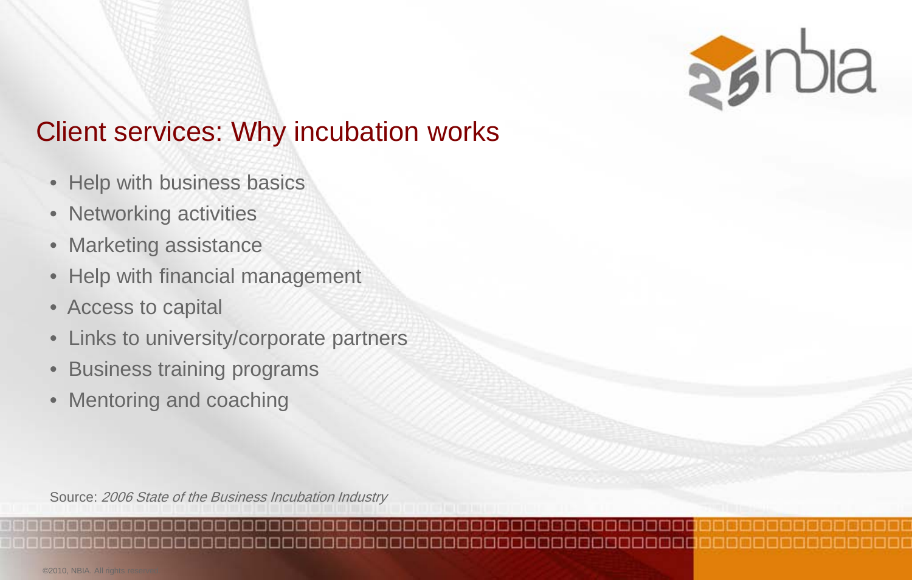## Client services: Why incubation works

- Help with business basics
- Networking activities
- Marketing assistance
- Help with financial management
- Access to capital
- Links to university/corporate partners
- Business training programs
- Mentoring and coaching

Source: *2006 State of the Business Incubation Industry*

©2010, NBIA. All rights reserved.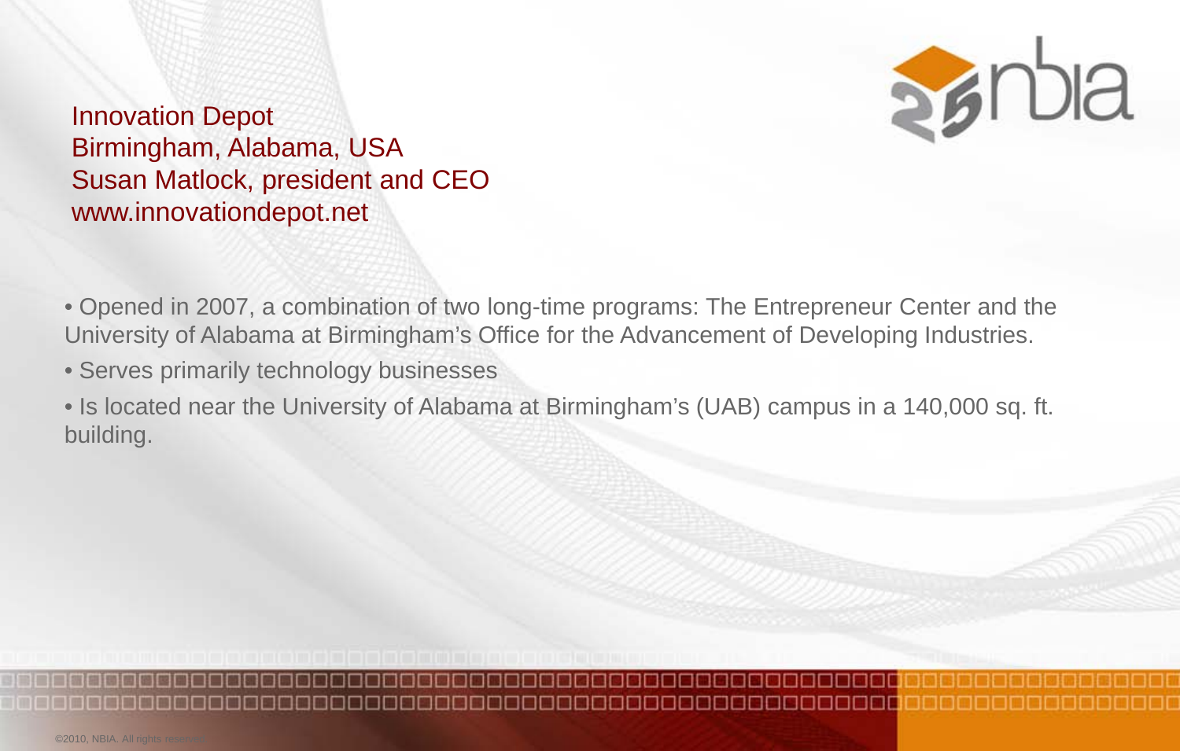Innovation Depot
Birmingham, Alabama, USA
Susan Matlock, president and CEO
www.innovationdepot.net

- Opened in 2007, a combination of two long-time programs: The Entrepreneur Center and the University of Alabama at Birmingham's Office for the Advancement of Developing Industries.
- Serves primarily technology businesses
- Is located near the University of Alabama at Birmingham's (UAB) campus in a 140,000 sq. ft. building.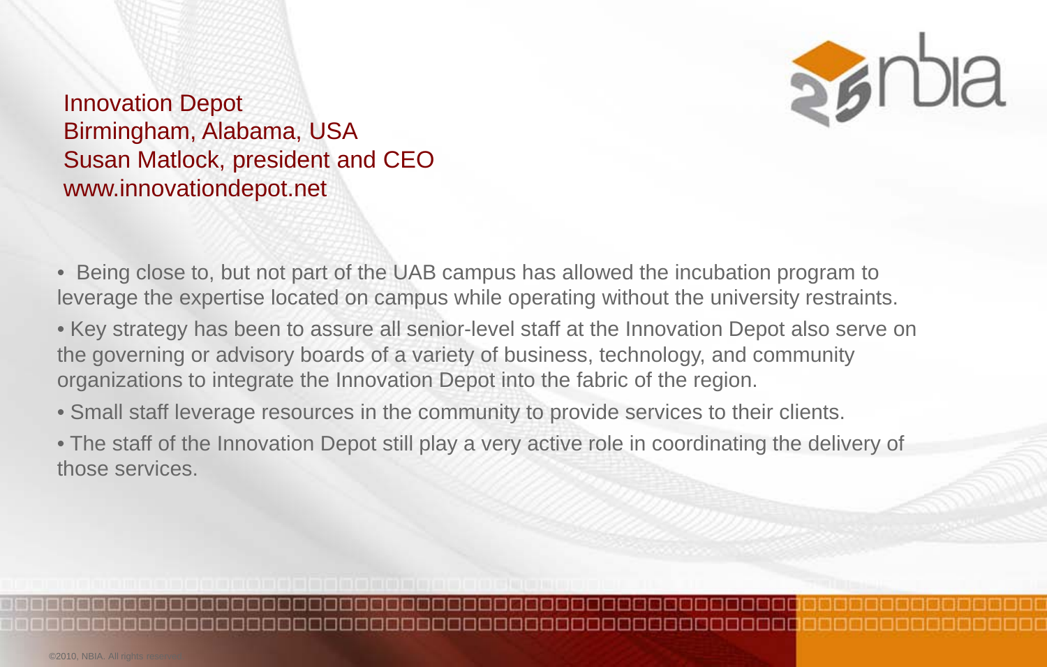Innovation Depot
Birmingham, Alabama, USA
Susan Matlock, president and CEO
www.innovationdepot.net

- Being close to, but not part of the UAB campus has allowed the incubation program to leverage the expertise located on campus while operating without the university restraints.
- Key strategy has been to assure all senior-level staff at the Innovation Depot also serve on the governing or advisory boards of a variety of business, technology, and community organizations to integrate the Innovation Depot into the fabric of the region.
- Small staff leverage resources in the community to provide services to their clients.
- The staff of the Innovation Depot still play a very active role in coordinating the delivery of those services.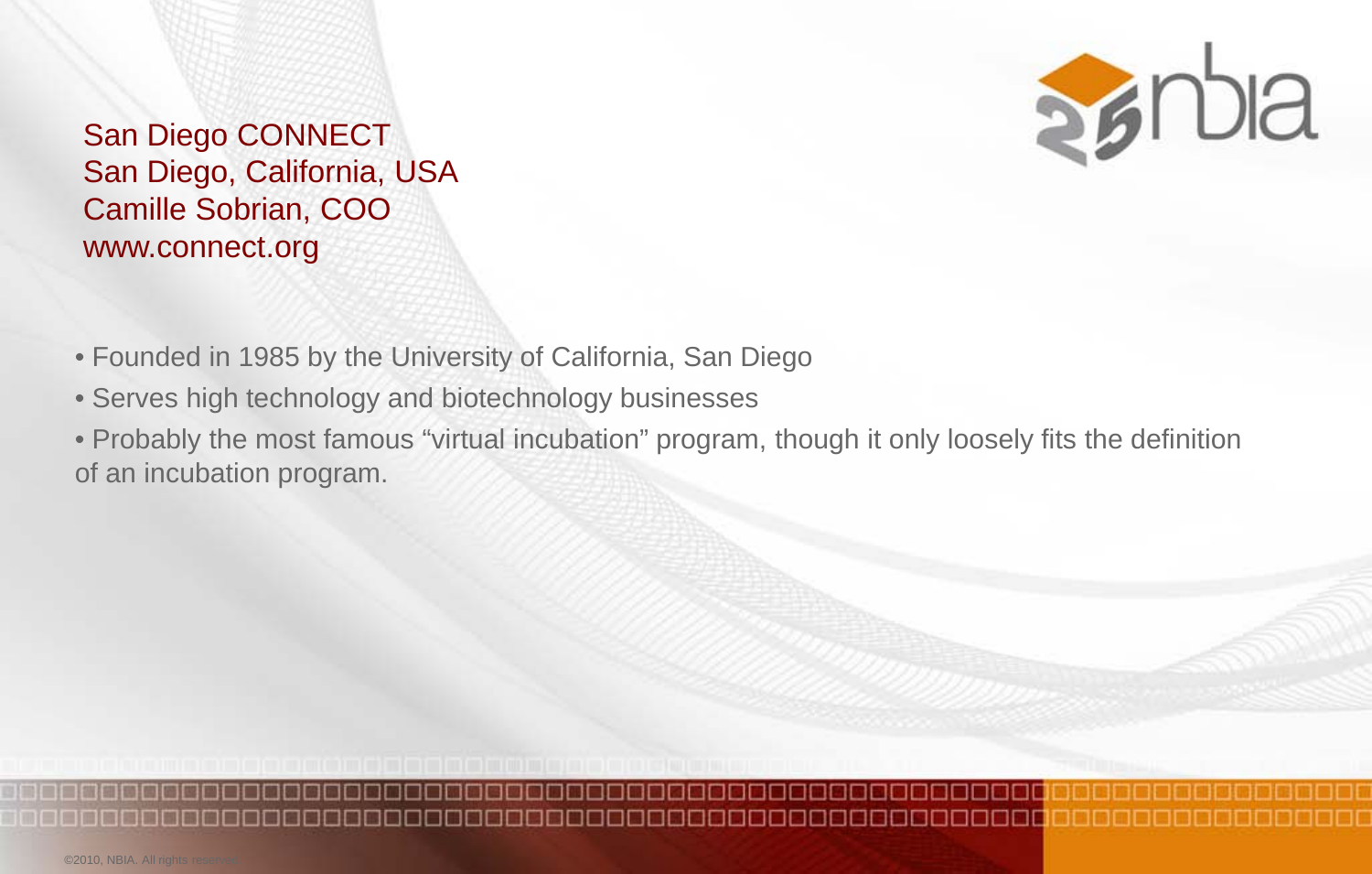San Diego CONNECT
San Diego, California, USA
Camille Sobrian, COO
www.connect.org

- Founded in 1985 by the University of California, San Diego
- Serves high technology and biotechnology businesses
- Probably the most famous "virtual incubation" program, though it only loosely fits the definition of an incubation program.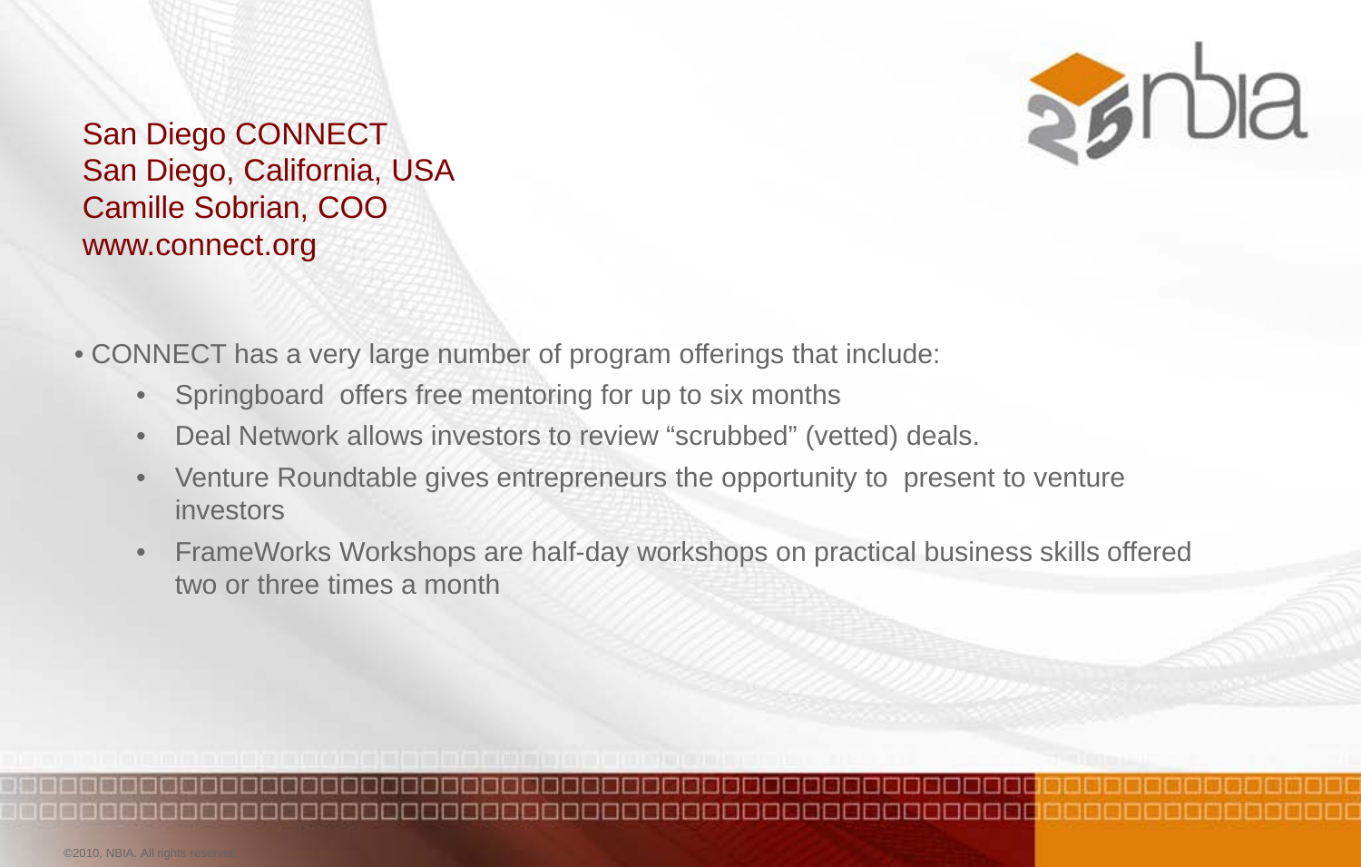San Diego CONNECT
San Diego, California, USA
Camille Sobrian, COO
www.connect.org

- CONNECT has a very large number of program offerings that include:
  - Springboard offers free mentoring for up to six months
  - Deal Network allows investors to review "scrubbed" (vetted) deals.
  - Venture Roundtable gives entrepreneurs the opportunity to present to venture investors
  - FrameWorks Workshops are half-day workshops on practical business skills offered two or three times a month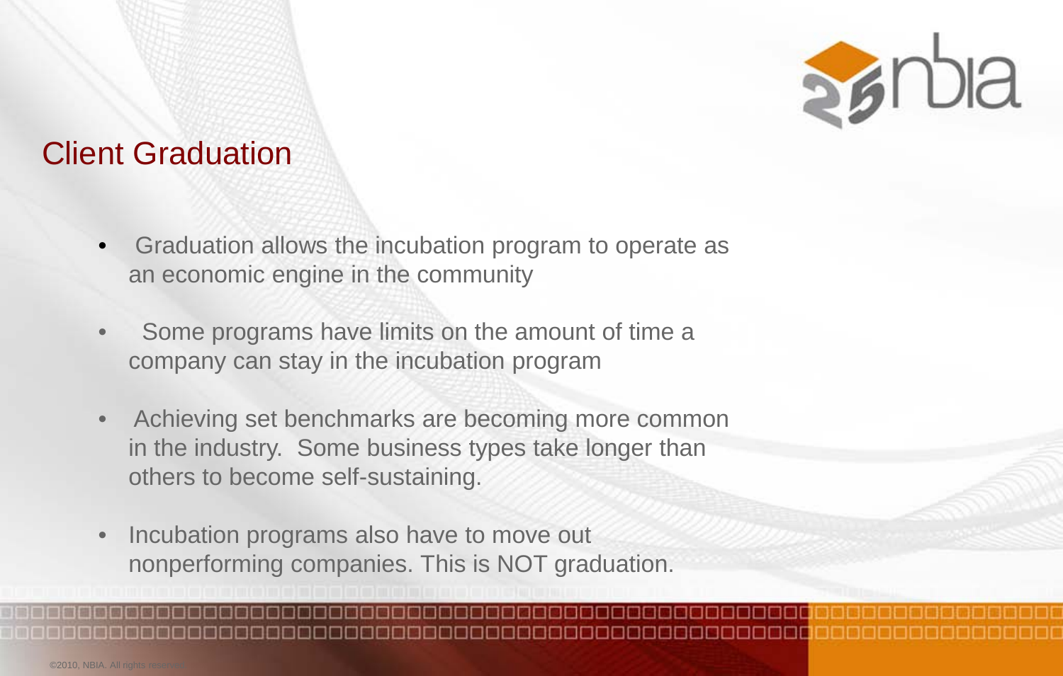## Client Graduation

- Graduation allows the incubation program to operate as an economic engine in the community
- Some programs have limits on the amount of time a company can stay in the incubation program
- Achieving set benchmarks are becoming more common in the industry. Some business types take longer than others to become self-sustaining.
- Incubation programs also have to move out nonperforming companies. This is NOT graduation.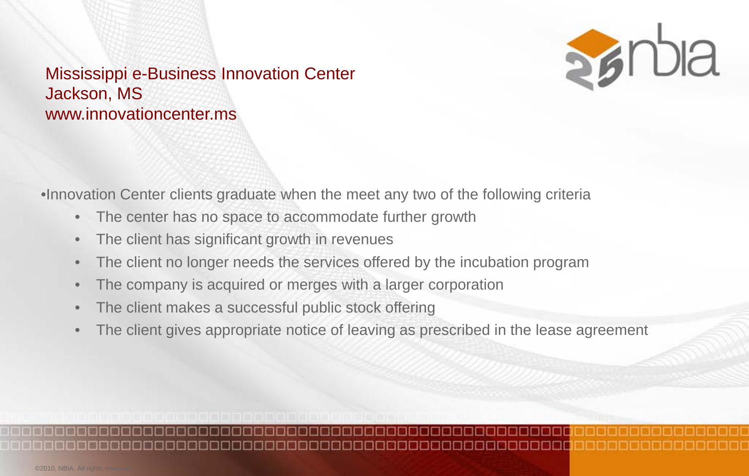Mississippi e-Business Innovation Center
Jackson, MS
www.innovationcenter.ms

- Innovation Center clients graduate when the meet any two of the following criteria
  - The center has no space to accommodate further growth
  - The client has significant growth in revenues
  - The client no longer needs the services offered by the incubation program
  - The company is acquired or merges with a larger corporation
  - The client makes a successful public stock offering
  - The client gives appropriate notice of leaving as prescribed in the lease agreement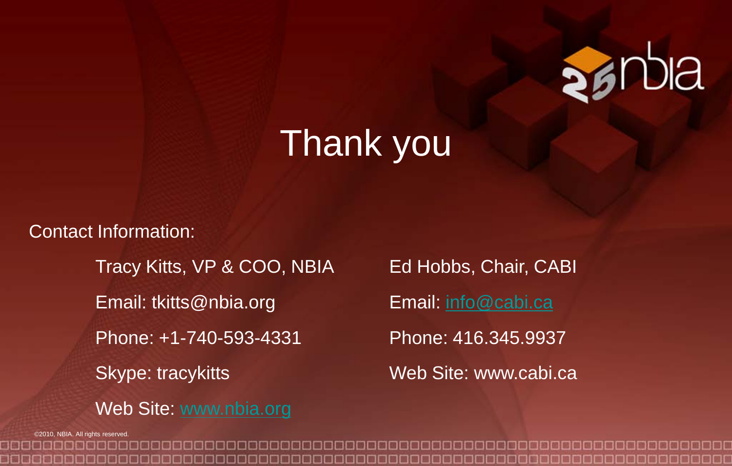# Thank you

Contact Information:

Tracy Kitts, VP & COO, NBIA

Email: tkitts@nbia.org

Phone: +1-740-593-4331

Skype: tracykitts

Web Site: www.nbia.org

Ed Hobbs, Chair, CABI

Email: info@cabi.ca

Phone: 416.345.9937

Web Site: www.cabi.ca

©2010, NBIA. All rights reserved.